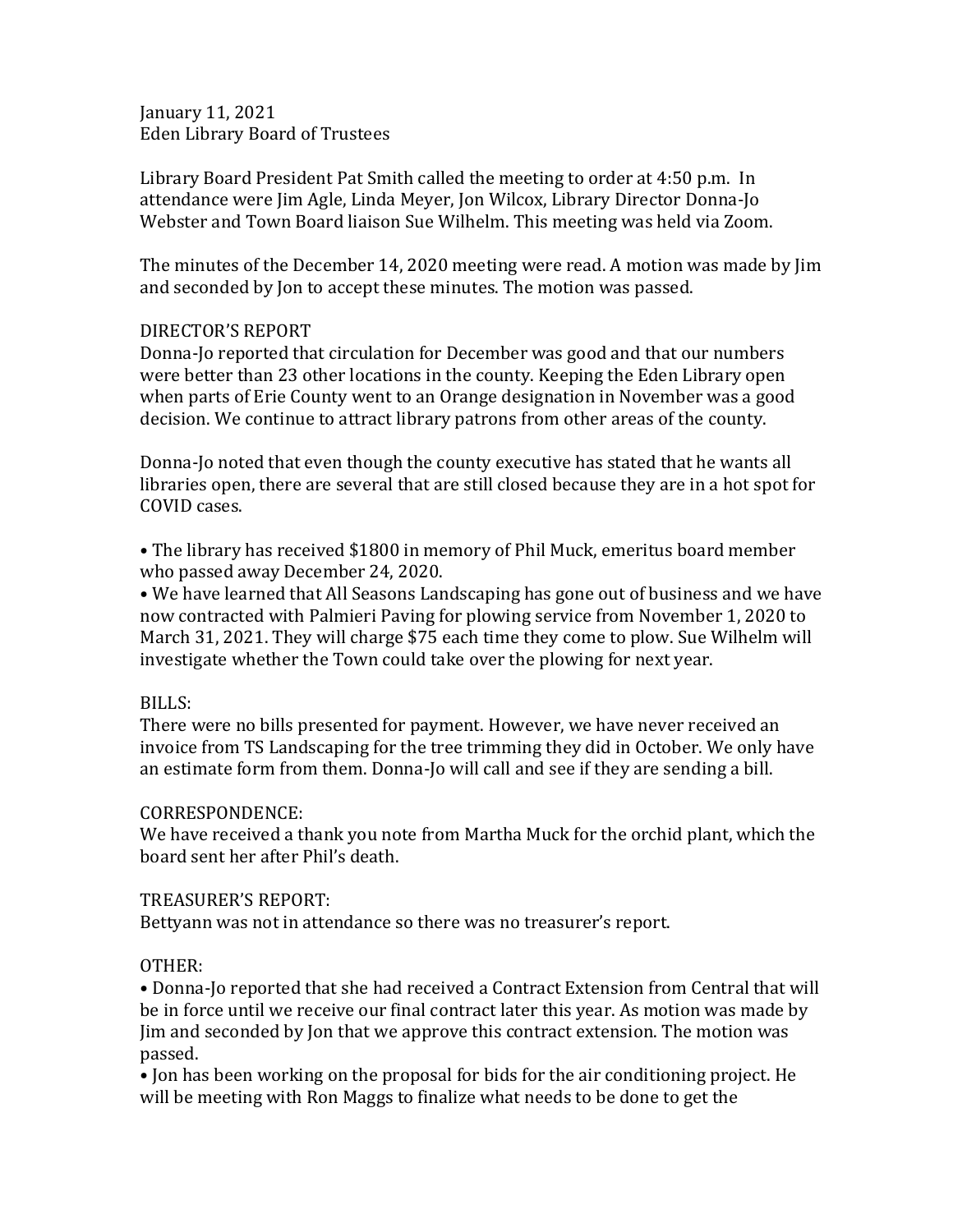January 11, 2021
Eden Library Board of Trustees

Library Board President Pat Smith called the meeting to order at 4:50 p.m. In attendance were Jim Agle, Linda Meyer, Jon Wilcox, Library Director Donna-Jo Webster and Town Board liaison Sue Wilhelm. This meeting was held via Zoom.

The minutes of the December 14, 2020 meeting were read. A motion was made by Jim and seconded by Jon to accept these minutes. The motion was passed.

DIRECTOR'S REPORT
Donna-Jo reported that circulation for December was good and that our numbers were better than 23 other locations in the county. Keeping the Eden Library open when parts of Erie County went to an Orange designation in November was a good decision. We continue to attract library patrons from other areas of the county.

Donna-Jo noted that even though the county executive has stated that he wants all libraries open, there are several that are still closed because they are in a hot spot for COVID cases.

• The library has received $1800 in memory of Phil Muck, emeritus board member who passed away December 24, 2020.
• We have learned that All Seasons Landscaping has gone out of business and we have now contracted with Palmieri Paving for plowing service from November 1, 2020 to March 31, 2021. They will charge $75 each time they come to plow. Sue Wilhelm will investigate whether the Town could take over the plowing for next year.

BILLS:
There were no bills presented for payment. However, we have never received an invoice from TS Landscaping for the tree trimming they did in October. We only have an estimate form from them. Donna-Jo will call and see if they are sending a bill.

CORRESPONDENCE:
We have received a thank you note from Martha Muck for the orchid plant, which the board sent her after Phil's death.

TREASURER'S REPORT:
Bettyann was not in attendance so there was no treasurer's report.

OTHER:
• Donna-Jo reported that she had received a Contract Extension from Central that will be in force until we receive our final contract later this year. As motion was made by Jim and seconded by Jon that we approve this contract extension. The motion was passed.
• Jon has been working on the proposal for bids for the air conditioning project. He will be meeting with Ron Maggs to finalize what needs to be done to get the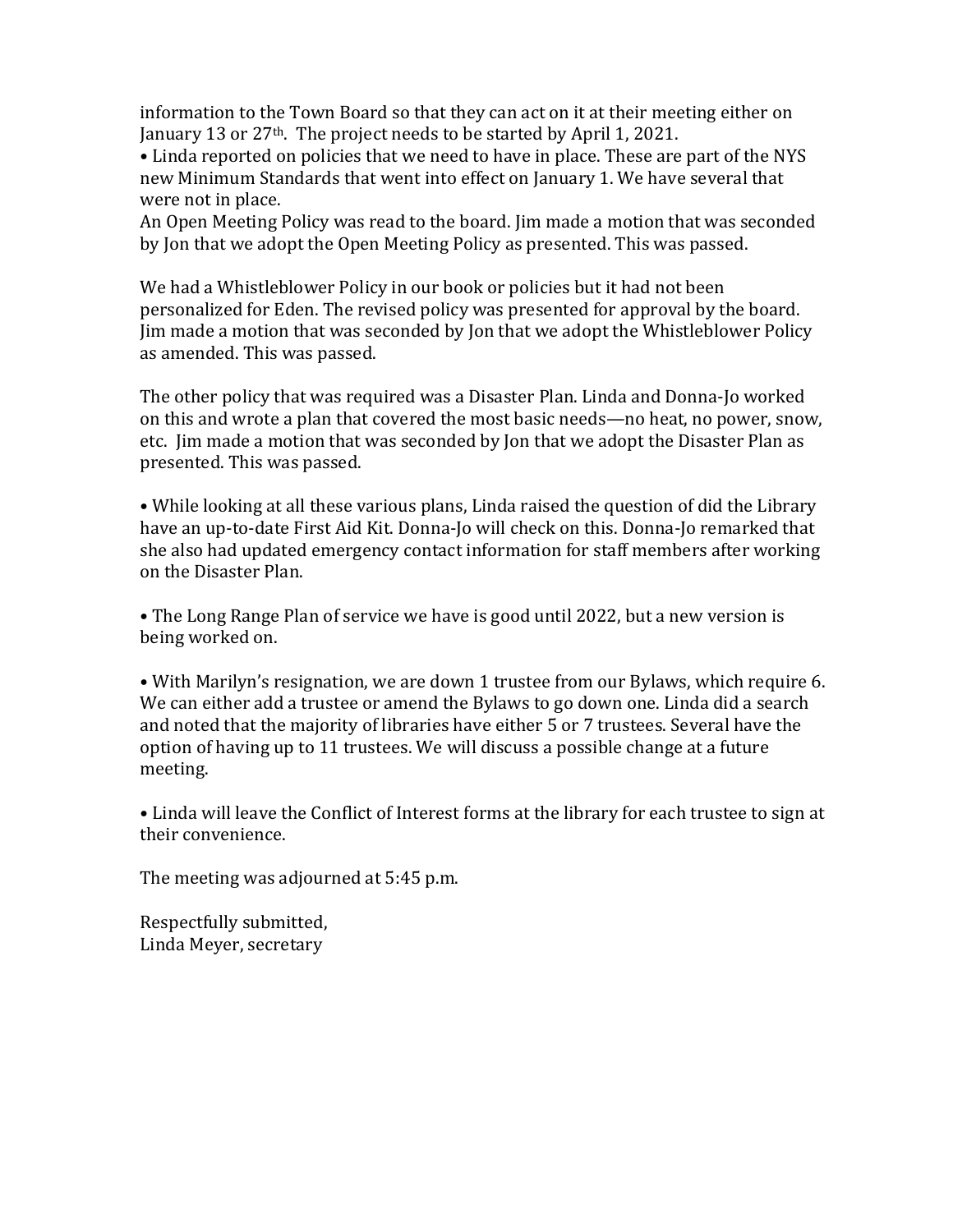information to the Town Board so that they can act on it at their meeting either on January 13 or 27th. The project needs to be started by April 1, 2021.

• Linda reported on policies that we need to have in place. These are part of the NYS new Minimum Standards that went into effect on January 1. We have several that were not in place.

An Open Meeting Policy was read to the board. Jim made a motion that was seconded by Jon that we adopt the Open Meeting Policy as presented. This was passed.

We had a Whistleblower Policy in our book or policies but it had not been personalized for Eden. The revised policy was presented for approval by the board. Jim made a motion that was seconded by Jon that we adopt the Whistleblower Policy as amended. This was passed.

The other policy that was required was a Disaster Plan. Linda and Donna-Jo worked on this and wrote a plan that covered the most basic needs—no heat, no power, snow, etc. Jim made a motion that was seconded by Jon that we adopt the Disaster Plan as presented. This was passed.

• While looking at all these various plans, Linda raised the question of did the Library have an up-to-date First Aid Kit. Donna-Jo will check on this. Donna-Jo remarked that she also had updated emergency contact information for staff members after working on the Disaster Plan.

• The Long Range Plan of service we have is good until 2022, but a new version is being worked on.

• With Marilyn's resignation, we are down 1 trustee from our Bylaws, which require 6. We can either add a trustee or amend the Bylaws to go down one. Linda did a search and noted that the majority of libraries have either 5 or 7 trustees. Several have the option of having up to 11 trustees. We will discuss a possible change at a future meeting.

• Linda will leave the Conflict of Interest forms at the library for each trustee to sign at their convenience.

The meeting was adjourned at 5:45 p.m.

Respectfully submitted,
Linda Meyer, secretary